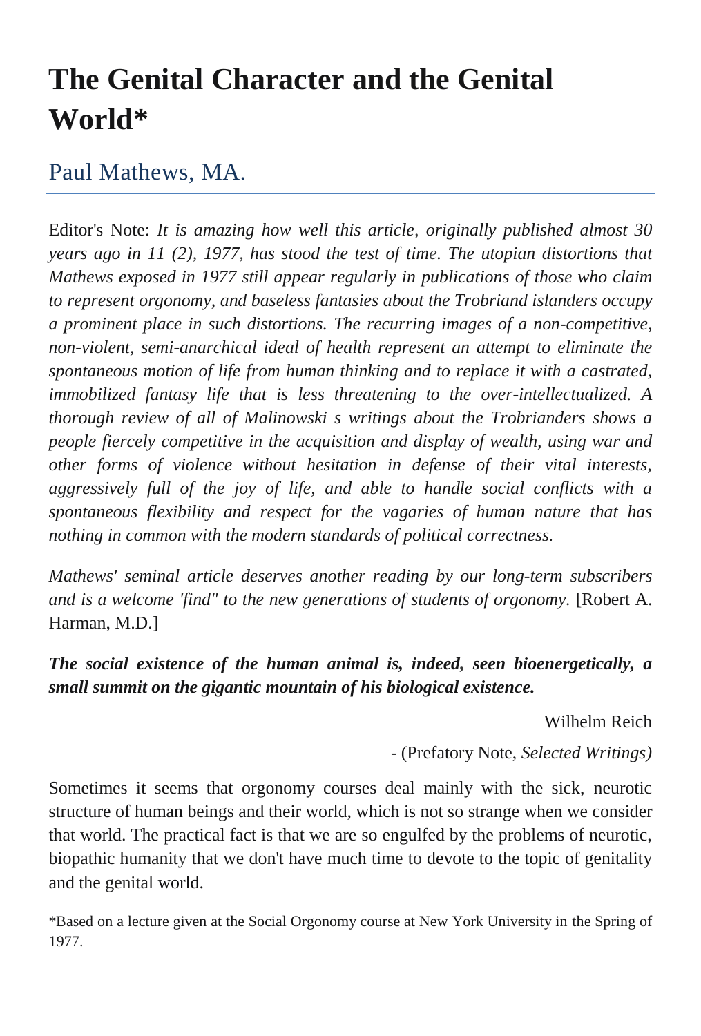# The Genital Character and the Genital World*

## Paul Mathews, MA.

Editor's Note: *It is amazing how well this article, originally published almost 30 years ago in 11 (2), 1977, has stood the test of time. The utopian distortions that Mathews exposed in 1977 still appear regularly in publications of those who claim to represent orgonomy, and baseless fantasies about the Trobriand islanders occupy a prominent place in such distortions. The recurring images of a non-competitive, non-violent, semi-anarchical ideal of health represent an attempt to eliminate the spontaneous motion of life from human thinking and to replace it with a castrated, immobilized fantasy life that is less threatening to the over-intellectualized. A thorough review of all of Malinowski s writings about the Trobrianders shows a people fiercely competitive in the acquisition and display of wealth, using war and other forms of violence without hesitation in defense of their vital interests, aggressively full of the joy of life, and able to handle social conflicts with a spontaneous flexibility and respect for the vagaries of human nature that has nothing in common with the modern standards of political correctness.*

*Mathews' seminal article deserves another reading by our long-term subscribers and is a welcome 'find" to the new generations of students of orgonomy.* [Robert A. Harman, M.D.]

***The social existence of the human animal is, indeed, seen bioenergetically, a small summit on the gigantic mountain of his biological existence.***

Wilhelm Reich

- (Prefatory Note, *Selected Writings)*

Sometimes it seems that orgonomy courses deal mainly with the sick, neurotic structure of human beings and their world, which is not so strange when we consider that world. The practical fact is that we are so engulfed by the problems of neurotic, biopathic humanity that we don't have much time to devote to the topic of genitality and the genital world.

*Based on a lecture given at the Social Orgonomy course at New York University in the Spring of 1977.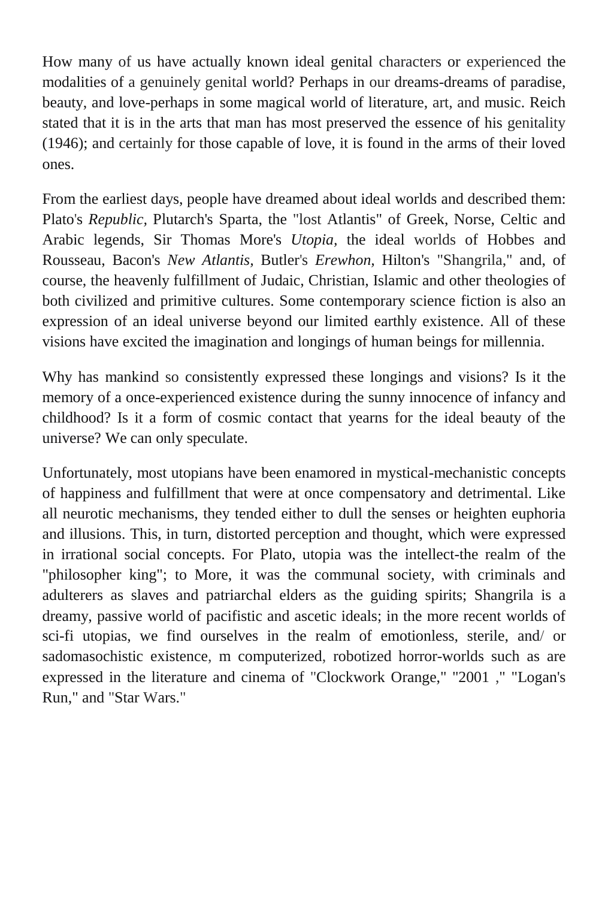How many of us have actually known ideal genital characters or experienced the modalities of a genuinely genital world? Perhaps in our dreams-dreams of paradise, beauty, and love-perhaps in some magical world of literature, art, and music. Reich stated that it is in the arts that man has most preserved the essence of his genitality (1946); and certainly for those capable of love, it is found in the arms of their loved ones.

From the earliest days, people have dreamed about ideal worlds and described them: Plato's *Republic*, Plutarch's Sparta, the "lost Atlantis" of Greek, Norse, Celtic and Arabic legends, Sir Thomas More's *Utopia*, the ideal worlds of Hobbes and Rousseau, Bacon's *New Atlantis*, Butler's *Erewhon*, Hilton's "Shangrila," and, of course, the heavenly fulfillment of Judaic, Christian, Islamic and other theologies of both civilized and primitive cultures. Some contemporary science fiction is also an expression of an ideal universe beyond our limited earthly existence. All of these visions have excited the imagination and longings of human beings for millennia.

Why has mankind so consistently expressed these longings and visions? Is it the memory of a once-experienced existence during the sunny innocence of infancy and childhood? Is it a form of cosmic contact that yearns for the ideal beauty of the universe? We can only speculate.

Unfortunately, most utopians have been enamored in mystical-mechanistic concepts of happiness and fulfillment that were at once compensatory and detrimental. Like all neurotic mechanisms, they tended either to dull the senses or heighten euphoria and illusions. This, in turn, distorted perception and thought, which were expressed in irrational social concepts. For Plato, utopia was the intellect-the realm of the "philosopher king"; to More, it was the communal society, with criminals and adulterers as slaves and patriarchal elders as the guiding spirits; Shangrila is a dreamy, passive world of pacifistic and ascetic ideals; in the more recent worlds of sci-fi utopias, we find ourselves in the realm of emotionless, sterile, and/ or sadomasochistic existence, m computerized, robotized horror-worlds such as are expressed in the literature and cinema of "Clockwork Orange," "2001 ," "Logan's Run," and "Star Wars."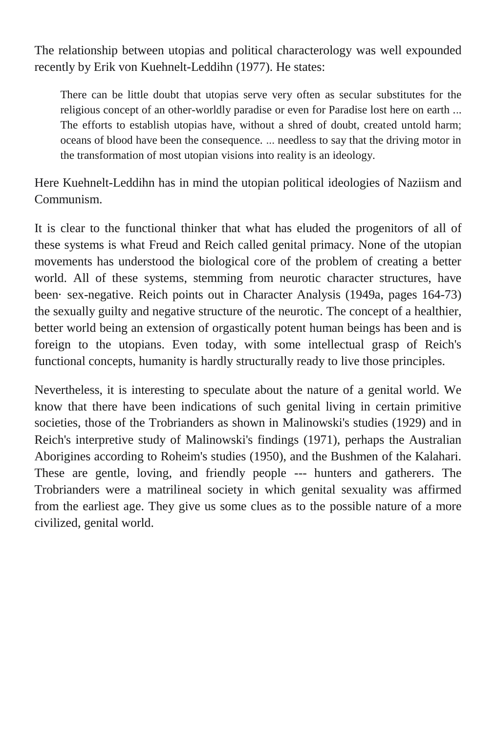The relationship between utopias and political characterology was well expounded recently by Erik von Kuehnelt-Leddihn (1977). He states:

> There can be little doubt that utopias serve very often as secular substitutes for the religious concept of an other-worldly paradise or even for Paradise lost here on earth ... The efforts to establish utopias have, without a shred of doubt, created untold harm; oceans of blood have been the consequence. ... needless to say that the driving motor in the transformation of most utopian visions into reality is an ideology.

Here Kuehnelt-Leddihn has in mind the utopian political ideologies of Naziism and Communism.

It is clear to the functional thinker that what has eluded the progenitors of all of these systems is what Freud and Reich called genital primacy. None of the utopian movements has understood the biological core of the problem of creating a better world. All of these systems, stemming from neurotic character structures, have been· sex-negative. Reich points out in Character Analysis (1949a, pages 164-73) the sexually guilty and negative structure of the neurotic. The concept of a healthier, better world being an extension of orgastically potent human beings has been and is foreign to the utopians. Even today, with some intellectual grasp of Reich's functional concepts, humanity is hardly structurally ready to live those principles.

Nevertheless, it is interesting to speculate about the nature of a genital world. We know that there have been indications of such genital living in certain primitive societies, those of the Trobrianders as shown in Malinowski's studies (1929) and in Reich's interpretive study of Malinowski's findings (1971), perhaps the Australian Aborigines according to Roheim's studies (1950), and the Bushmen of the Kalahari. These are gentle, loving, and friendly people --- hunters and gatherers. The Trobrianders were a matrilineal society in which genital sexuality was affirmed from the earliest age. They give us some clues as to the possible nature of a more civilized, genital world.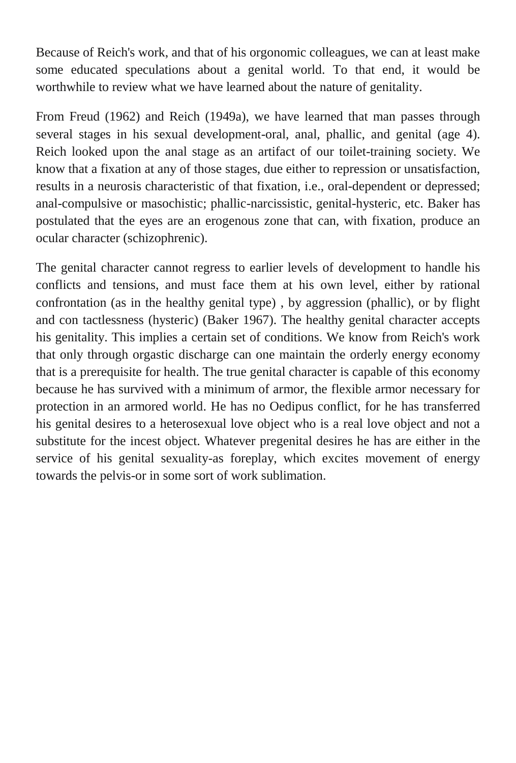Because of Reich's work, and that of his orgonomic colleagues, we can at least make some educated speculations about a genital world. To that end, it would be worthwhile to review what we have learned about the nature of genitality.

From Freud (1962) and Reich (1949a), we have learned that man passes through several stages in his sexual development-oral, anal, phallic, and genital (age 4). Reich looked upon the anal stage as an artifact of our toilet-training society. We know that a fixation at any of those stages, due either to repression or unsatisfaction, results in a neurosis characteristic of that fixation, i.e., oral-dependent or depressed; anal-compulsive or masochistic; phallic-narcissistic, genital-hysteric, etc. Baker has postulated that the eyes are an erogenous zone that can, with fixation, produce an ocular character (schizophrenic).

The genital character cannot regress to earlier levels of development to handle his conflicts and tensions, and must face them at his own level, either by rational confrontation (as in the healthy genital type) , by aggression (phallic), or by flight and con tactlessness (hysteric) (Baker 1967). The healthy genital character accepts his genitality. This implies a certain set of conditions. We know from Reich's work that only through orgastic discharge can one maintain the orderly energy economy that is a prerequisite for health. The true genital character is capable of this economy because he has survived with a minimum of armor, the flexible armor necessary for protection in an armored world. He has no Oedipus conflict, for he has transferred his genital desires to a heterosexual love object who is a real love object and not a substitute for the incest object. Whatever pregenital desires he has are either in the service of his genital sexuality-as foreplay, which excites movement of energy towards the pelvis-or in some sort of work sublimation.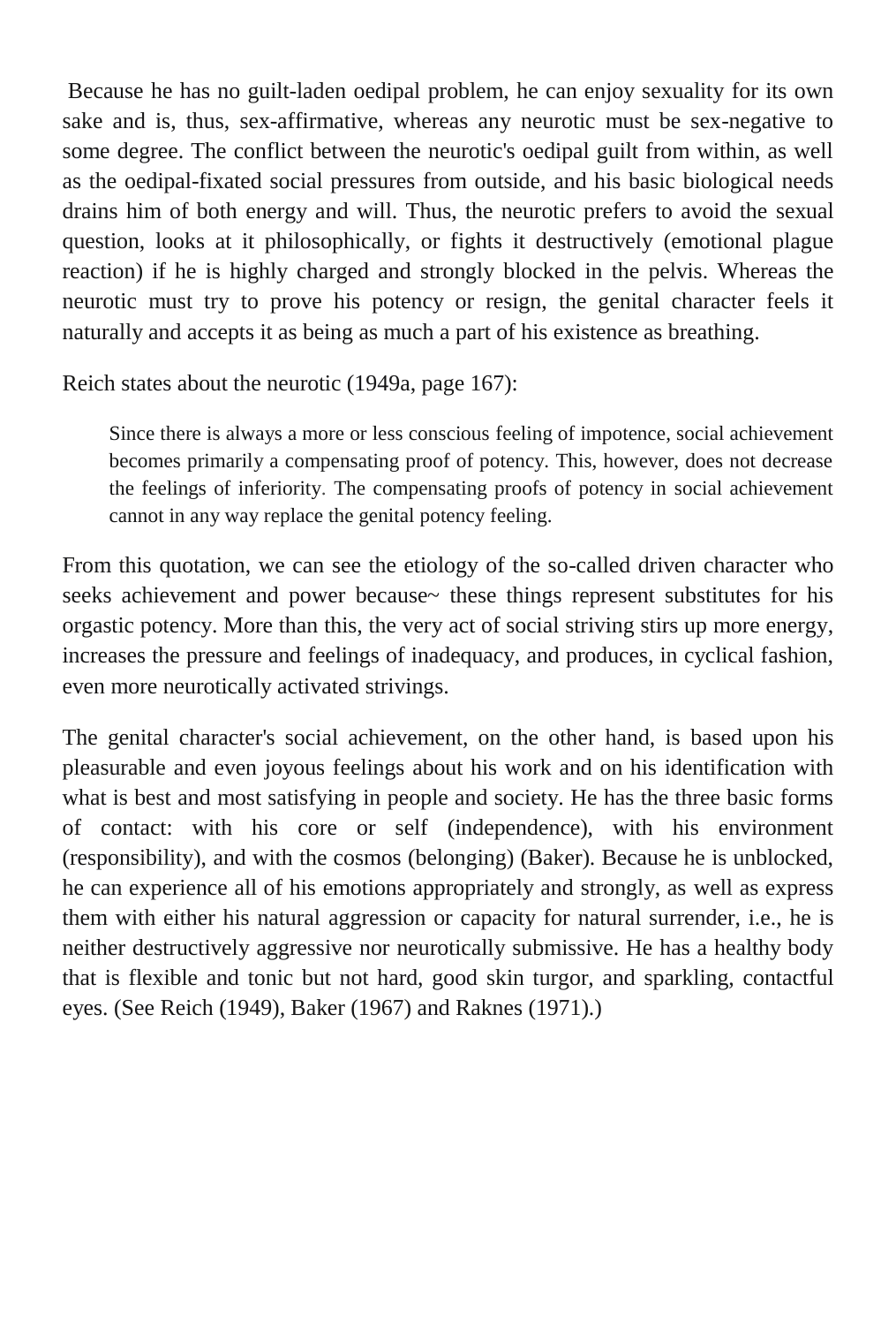Because he has no guilt-laden oedipal problem, he can enjoy sexuality for its own sake and is, thus, sex-affirmative, whereas any neurotic must be sex-negative to some degree. The conflict between the neurotic's oedipal guilt from within, as well as the oedipal-fixated social pressures from outside, and his basic biological needs drains him of both energy and will. Thus, the neurotic prefers to avoid the sexual question, looks at it philosophically, or fights it destructively (emotional plague reaction) if he is highly charged and strongly blocked in the pelvis. Whereas the neurotic must try to prove his potency or resign, the genital character feels it naturally and accepts it as being as much a part of his existence as breathing.

Reich states about the neurotic (1949a, page 167):

> Since there is always a more or less conscious feeling of impotence, social achievement becomes primarily a compensating proof of potency. This, however, does not decrease the feelings of inferiority. The compensating proofs of potency in social achievement cannot in any way replace the genital potency feeling.

From this quotation, we can see the etiology of the so-called driven character who seeks achievement and power because~ these things represent substitutes for his orgastic potency. More than this, the very act of social striving stirs up more energy, increases the pressure and feelings of inadequacy, and produces, in cyclical fashion, even more neurotically activated strivings.

The genital character's social achievement, on the other hand, is based upon his pleasurable and even joyous feelings about his work and on his identification with what is best and most satisfying in people and society. He has the three basic forms of contact: with his core or self (independence), with his environment (responsibility), and with the cosmos (belonging) (Baker). Because he is unblocked, he can experience all of his emotions appropriately and strongly, as well as express them with either his natural aggression or capacity for natural surrender, i.e., he is neither destructively aggressive nor neurotically submissive. He has a healthy body that is flexible and tonic but not hard, good skin turgor, and sparkling, contactful eyes. (See Reich (1949), Baker (1967) and Raknes (1971).)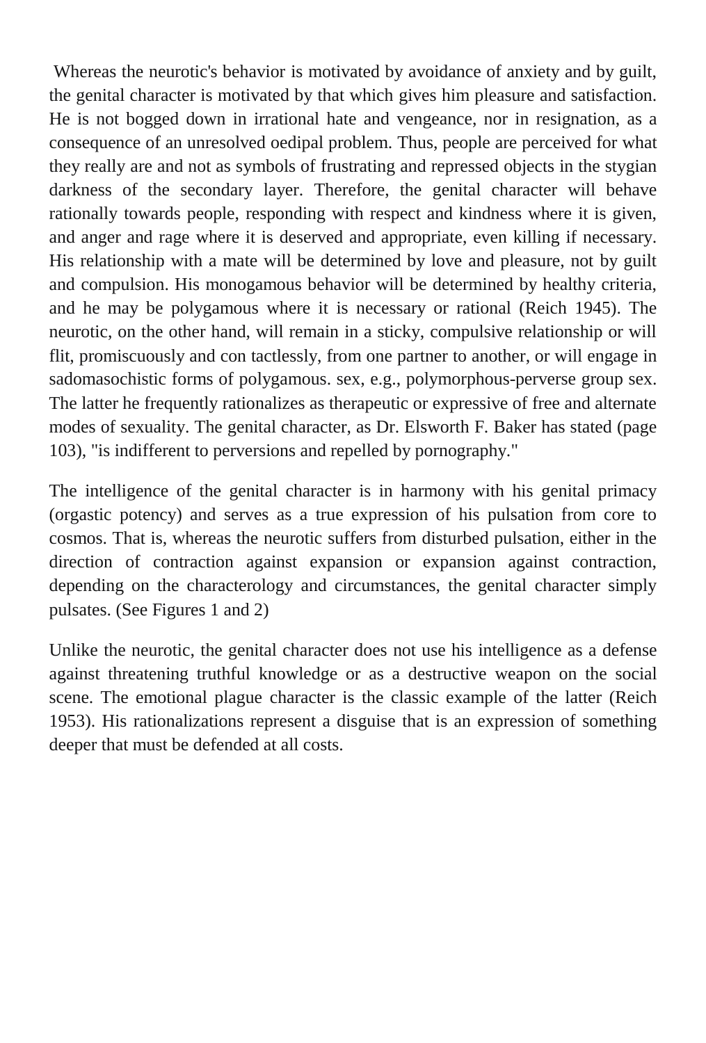Whereas the neurotic's behavior is motivated by avoidance of anxiety and by guilt, the genital character is motivated by that which gives him pleasure and satisfaction. He is not bogged down in irrational hate and vengeance, nor in resignation, as a consequence of an unresolved oedipal problem. Thus, people are perceived for what they really are and not as symbols of frustrating and repressed objects in the stygian darkness of the secondary layer. Therefore, the genital character will behave rationally towards people, responding with respect and kindness where it is given, and anger and rage where it is deserved and appropriate, even killing if necessary. His relationship with a mate will be determined by love and pleasure, not by guilt and compulsion. His monogamous behavior will be determined by healthy criteria, and he may be polygamous where it is necessary or rational (Reich 1945). The neurotic, on the other hand, will remain in a sticky, compulsive relationship or will flit, promiscuously and con tactlessly, from one partner to another, or will engage in sadomasochistic forms of polygamous. sex, e.g., polymorphous-perverse group sex. The latter he frequently rationalizes as therapeutic or expressive of free and alternate modes of sexuality. The genital character, as Dr. Elsworth F. Baker has stated (page 103), "is indifferent to perversions and repelled by pornography."

The intelligence of the genital character is in harmony with his genital primacy (orgastic potency) and serves as a true expression of his pulsation from core to cosmos. That is, whereas the neurotic suffers from disturbed pulsation, either in the direction of contraction against expansion or expansion against contraction, depending on the characterology and circumstances, the genital character simply pulsates. (See Figures 1 and 2)

Unlike the neurotic, the genital character does not use his intelligence as a defense against threatening truthful knowledge or as a destructive weapon on the social scene. The emotional plague character is the classic example of the latter (Reich 1953). His rationalizations represent a disguise that is an expression of something deeper that must be defended at all costs.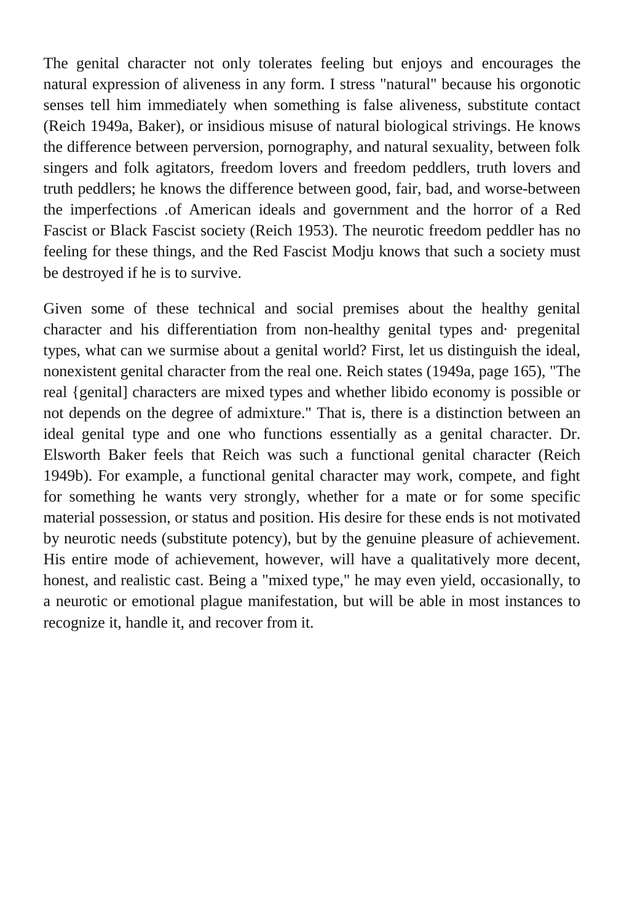The genital character not only tolerates feeling but enjoys and encourages the natural expression of aliveness in any form. I stress "natural" because his orgonotic senses tell him immediately when something is false aliveness, substitute contact (Reich 1949a, Baker), or insidious misuse of natural biological strivings. He knows the difference between perversion, pornography, and natural sexuality, between folk singers and folk agitators, freedom lovers and freedom peddlers, truth lovers and truth peddlers; he knows the difference between good, fair, bad, and worse-between the imperfections .of American ideals and government and the horror of a Red Fascist or Black Fascist society (Reich 1953). The neurotic freedom peddler has no feeling for these things, and the Red Fascist Modju knows that such a society must be destroyed if he is to survive.

Given some of these technical and social premises about the healthy genital character and his differentiation from non-healthy genital types and· pregenital types, what can we surmise about a genital world? First, let us distinguish the ideal, nonexistent genital character from the real one. Reich states (1949a, page 165), "The real {genital] characters are mixed types and whether libido economy is possible or not depends on the degree of admixture." That is, there is a distinction between an ideal genital type and one who functions essentially as a genital character. Dr. Elsworth Baker feels that Reich was such a functional genital character (Reich 1949b). For example, a functional genital character may work, compete, and fight for something he wants very strongly, whether for a mate or for some specific material possession, or status and position. His desire for these ends is not motivated by neurotic needs (substitute potency), but by the genuine pleasure of achievement. His entire mode of achievement, however, will have a qualitatively more decent, honest, and realistic cast. Being a "mixed type," he may even yield, occasionally, to a neurotic or emotional plague manifestation, but will be able in most instances to recognize it, handle it, and recover from it.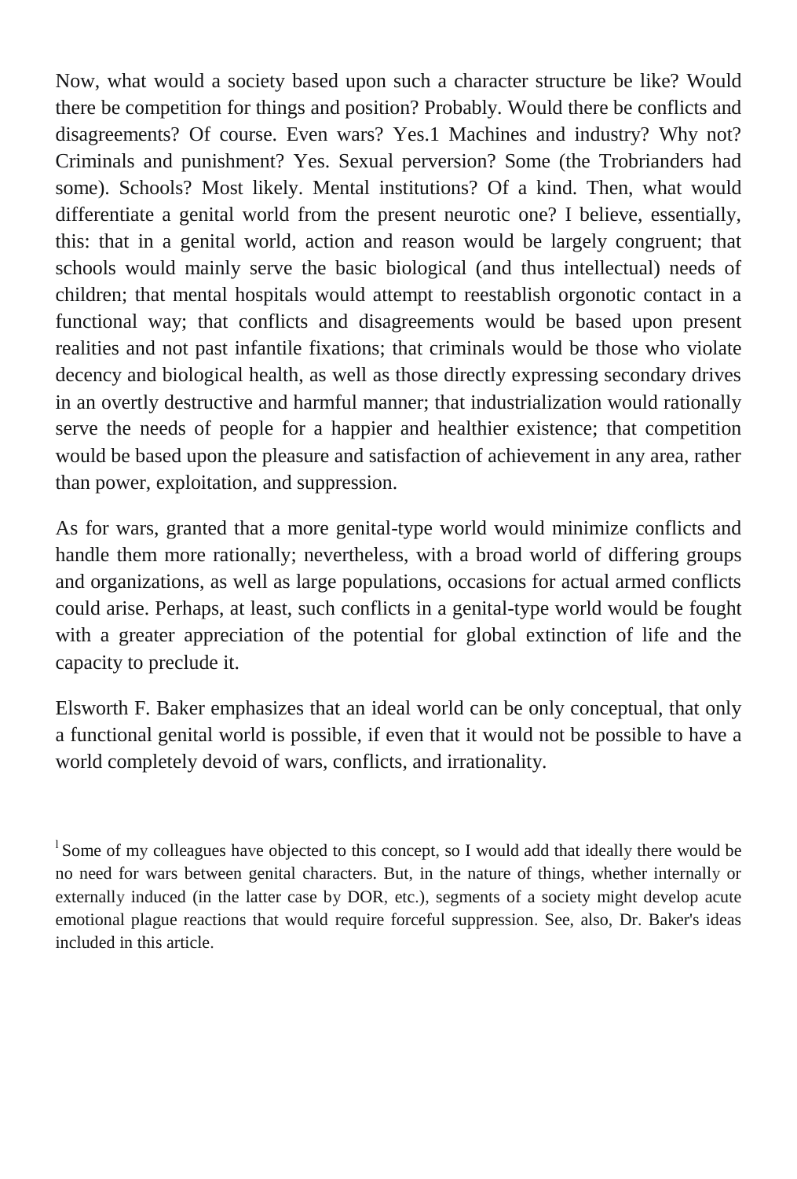Now, what would a society based upon such a character structure be like? Would there be competition for things and position? Probably. Would there be conflicts and disagreements? Of course. Even wars? Yes.[1] Machines and industry? Why not? Criminals and punishment? Yes. Sexual perversion? Some (the Trobrianders had some). Schools? Most likely. Mental institutions? Of a kind. Then, what would differentiate a genital world from the present neurotic one? I believe, essentially, this: that in a genital world, action and reason would be largely congruent; that schools would mainly serve the basic biological (and thus intellectual) needs of children; that mental hospitals would attempt to reestablish orgonotic contact in a functional way; that conflicts and disagreements would be based upon present realities and not past infantile fixations; that criminals would be those who violate decency and biological health, as well as those directly expressing secondary drives in an overtly destructive and harmful manner; that industrialization would rationally serve the needs of people for a happier and healthier existence; that competition would be based upon the pleasure and satisfaction of achievement in any area, rather than power, exploitation, and suppression.

As for wars, granted that a more genital-type world would minimize conflicts and handle them more rationally; nevertheless, with a broad world of differing groups and organizations, as well as large populations, occasions for actual armed conflicts could arise. Perhaps, at least, such conflicts in a genital-type world would be fought with a greater appreciation of the potential for global extinction of life and the capacity to preclude it.

Elsworth F. Baker emphasizes that an ideal world can be only conceptual, that only a functional genital world is possible, if even that it would not be possible to have a world completely devoid of wars, conflicts, and irrationality.

[1] Some of my colleagues have objected to this concept, so I would add that ideally there would be no need for wars between genital characters. But, in the nature of things, whether internally or externally induced (in the latter case by DOR, etc.), segments of a society might develop acute emotional plague reactions that would require forceful suppression. See, also, Dr. Baker's ideas included in this article.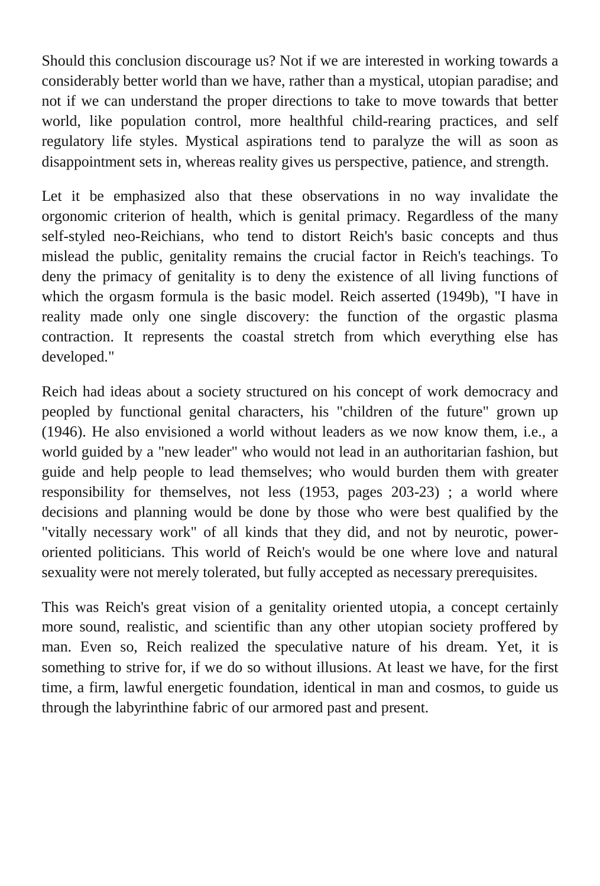Should this conclusion discourage us? Not if we are interested in working towards a considerably better world than we have, rather than a mystical, utopian paradise; and not if we can understand the proper directions to take to move towards that better world, like population control, more healthful child-rearing practices, and self regulatory life styles. Mystical aspirations tend to paralyze the will as soon as disappointment sets in, whereas reality gives us perspective, patience, and strength.

Let it be emphasized also that these observations in no way invalidate the orgonomic criterion of health, which is genital primacy. Regardless of the many self-styled neo-Reichians, who tend to distort Reich's basic concepts and thus mislead the public, genitality remains the crucial factor in Reich's teachings. To deny the primacy of genitality is to deny the existence of all living functions of which the orgasm formula is the basic model. Reich asserted (1949b), "I have in reality made only one single discovery: the function of the orgastic plasma contraction. It represents the coastal stretch from which everything else has developed."

Reich had ideas about a society structured on his concept of work democracy and peopled by functional genital characters, his "children of the future" grown up (1946). He also envisioned a world without leaders as we now know them, i.e., a world guided by a "new leader" who would not lead in an authoritarian fashion, but guide and help people to lead themselves; who would burden them with greater responsibility for themselves, not less (1953, pages 203-23) ; a world where decisions and planning would be done by those who were best qualified by the "vitally necessary work" of all kinds that they did, and not by neurotic, power-oriented politicians. This world of Reich's would be one where love and natural sexuality were not merely tolerated, but fully accepted as necessary prerequisites.

This was Reich's great vision of a genitality oriented utopia, a concept certainly more sound, realistic, and scientific than any other utopian society proffered by man. Even so, Reich realized the speculative nature of his dream. Yet, it is something to strive for, if we do so without illusions. At least we have, for the first time, a firm, lawful energetic foundation, identical in man and cosmos, to guide us through the labyrinthine fabric of our armored past and present.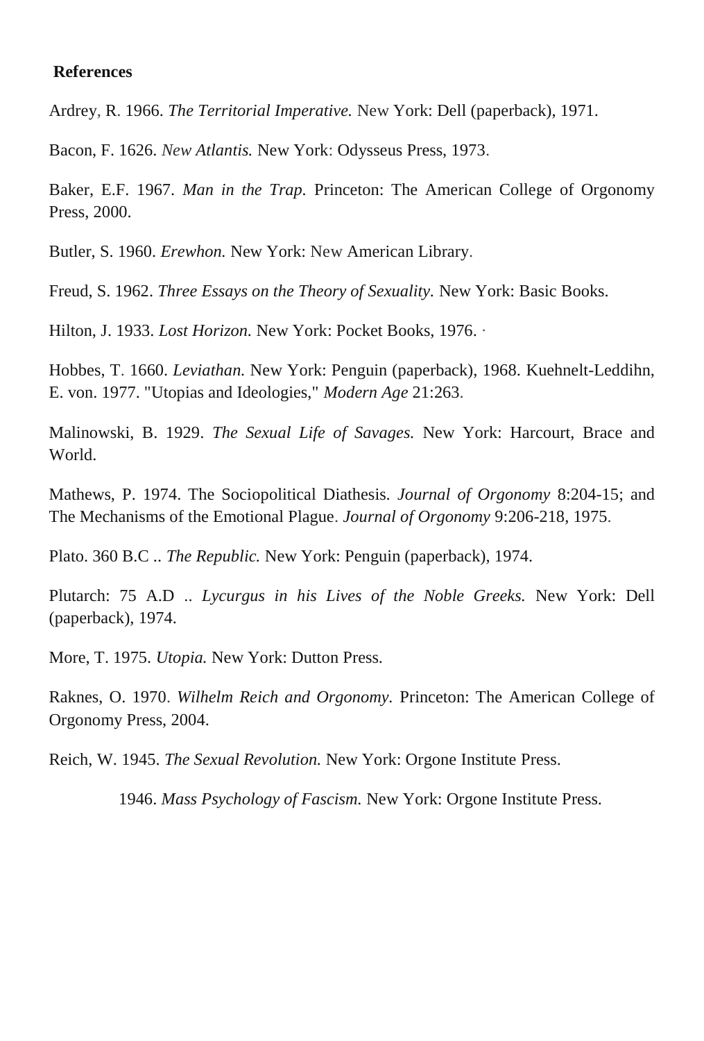**References**

Ardrey, R. 1966. *The Territorial Imperative.* New York: Dell (paperback), 1971.

Bacon, F. 1626. *New Atlantis.* New York: Odysseus Press, 1973.

Baker, E.F. 1967. *Man in the Trap.* Princeton: The American College of Orgonomy Press, 2000.

Butler, S. 1960. *Erewhon.* New York: New American Library.

Freud, S. 1962. *Three Essays on the Theory of Sexuality.* New York: Basic Books.

Hilton, J. 1933. *Lost Horizon.* New York: Pocket Books, 1976. ·

Hobbes, T. 1660. *Leviathan.* New York: Penguin (paperback), 1968. Kuehnelt-Leddihn, E. von. 1977. "Utopias and Ideologies," *Modern Age* 21:263.

Malinowski, B. 1929. *The Sexual Life of Savages.* New York: Harcourt, Brace and World.

Mathews, P. 1974. The Sociopolitical Diathesis. *Journal of Orgonomy* 8:204-15; and The Mechanisms of the Emotional Plague. *Journal of Orgonomy* 9:206-218, 1975.

Plato. 360 B.C .. *The Republic.* New York: Penguin (paperback), 1974.

Plutarch: 75 A.D .. *Lycurgus in his Lives of the Noble Greeks.* New York: Dell (paperback), 1974.

More, T. 1975. *Utopia.* New York: Dutton Press.

Raknes, O. 1970. *Wilhelm Reich and Orgonomy.* Princeton: The American College of Orgonomy Press, 2004.

Reich, W. 1945. *The Sexual Revolution.* New York: Orgone Institute Press.

1946. *Mass Psychology of Fascism.* New York: Orgone Institute Press.